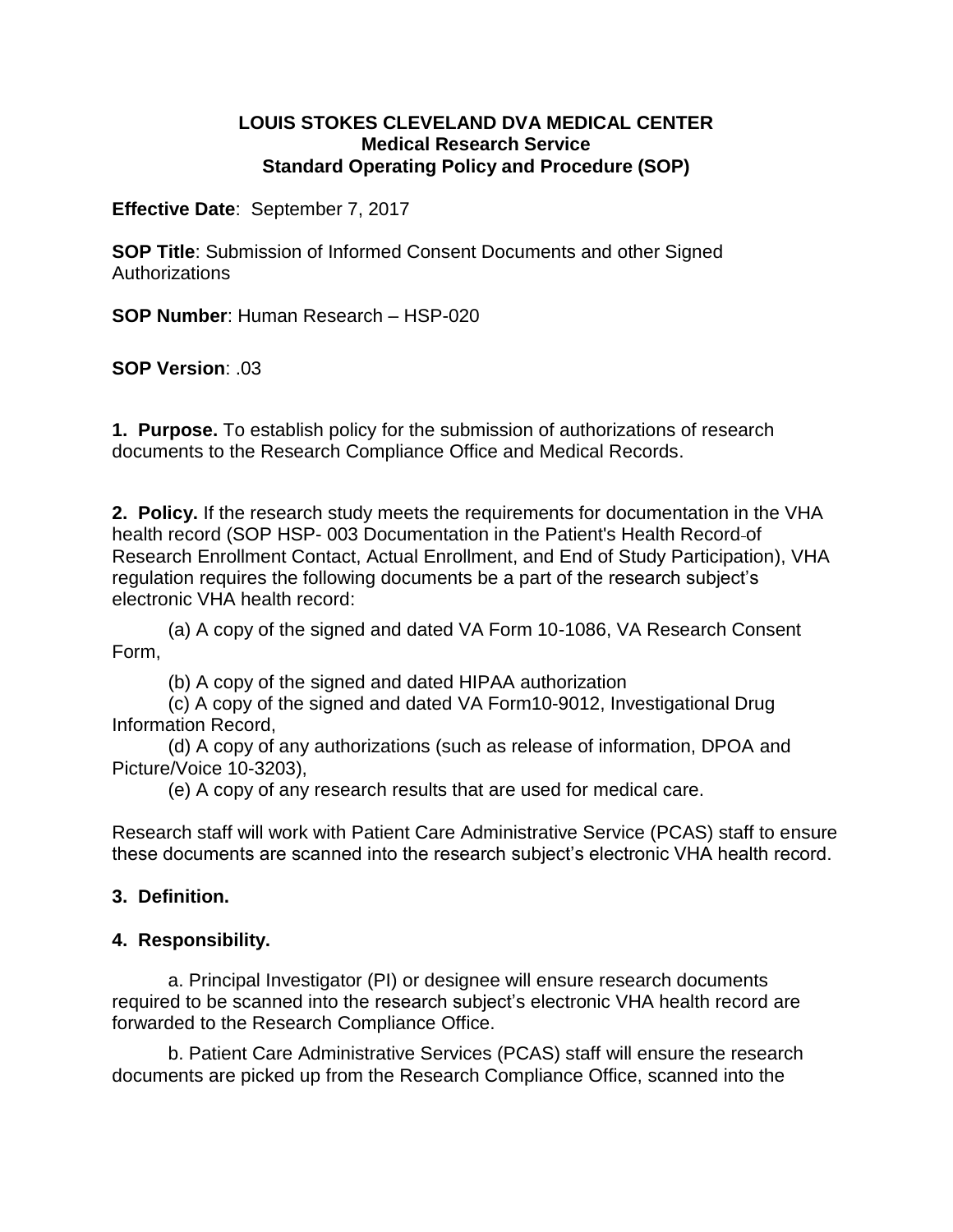**LOUIS STOKES CLEVELAND DVA MEDICAL CENTER**
**Medical Research Service**
**Standard Operating Policy and Procedure (SOP)**

**Effective Date**: September 7, 2017

**SOP Title**: Submission of Informed Consent Documents and other Signed Authorizations

**SOP Number**: Human Research – HSP-020

**SOP Version**: .03

**1. Purpose.** To establish policy for the submission of authorizations of research documents to the Research Compliance Office and Medical Records.

**2. Policy.** If the research study meets the requirements for documentation in the VHA health record (SOP HSP- 003 Documentation in the Patient's Health Record of Research Enrollment Contact, Actual Enrollment, and End of Study Participation), VHA regulation requires the following documents be a part of the research subject's electronic VHA health record:

(a) A copy of the signed and dated VA Form 10-1086, VA Research Consent Form,

(b) A copy of the signed and dated HIPAA authorization

(c) A copy of the signed and dated VA Form10-9012, Investigational Drug Information Record,

(d) A copy of any authorizations (such as release of information, DPOA and Picture/Voice 10-3203),

(e) A copy of any research results that are used for medical care.

Research staff will work with Patient Care Administrative Service (PCAS) staff to ensure these documents are scanned into the research subject's electronic VHA health record.

**3. Definition.**

**4. Responsibility.**

a. Principal Investigator (PI) or designee will ensure research documents required to be scanned into the research subject's electronic VHA health record are forwarded to the Research Compliance Office.

b. Patient Care Administrative Services (PCAS) staff will ensure the research documents are picked up from the Research Compliance Office, scanned into the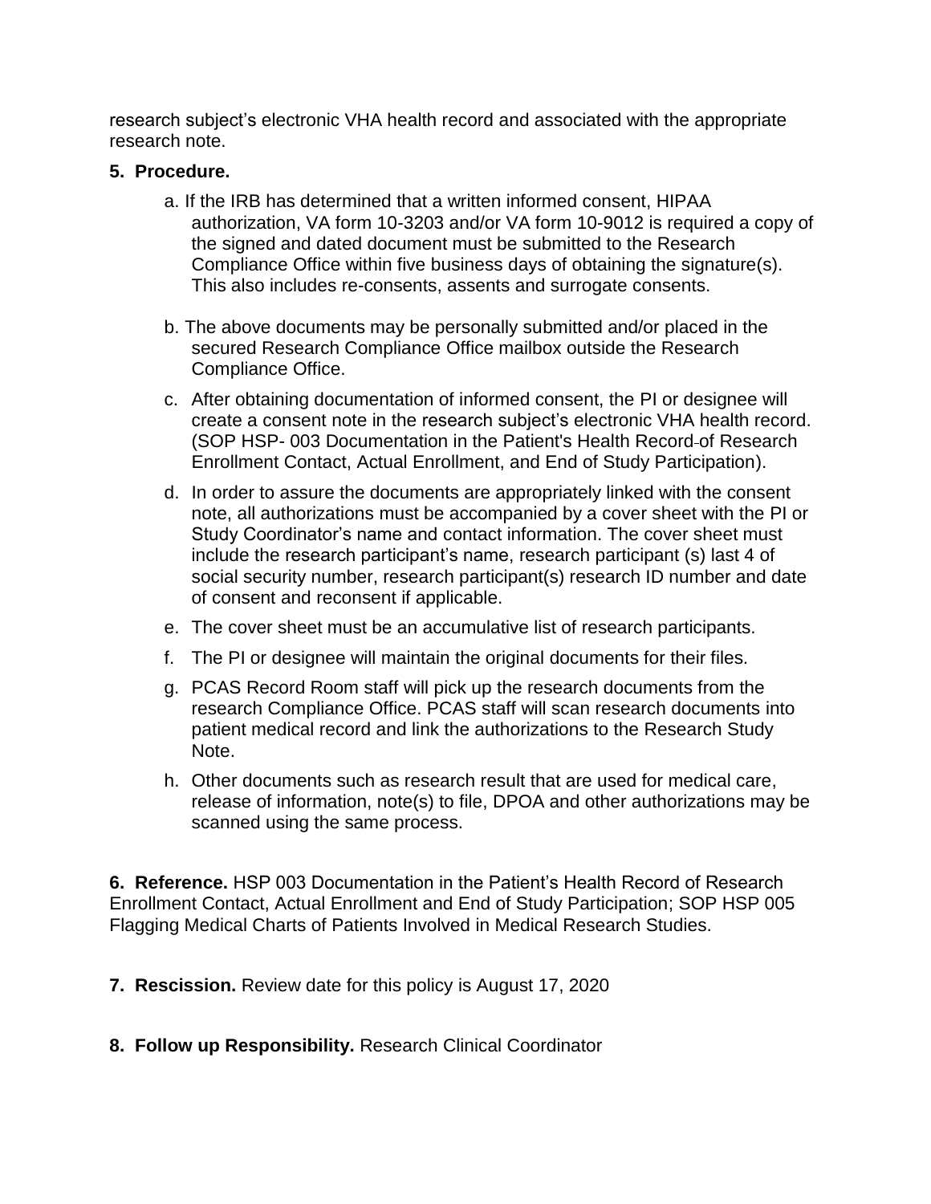research subject's electronic VHA health record and associated with the appropriate research note.

**5. Procedure.**

a. If the IRB has determined that a written informed consent, HIPAA authorization, VA form 10-3203 and/or VA form 10-9012 is required a copy of the signed and dated document must be submitted to the Research Compliance Office within five business days of obtaining the signature(s). This also includes re-consents, assents and surrogate consents.

b. The above documents may be personally submitted and/or placed in the secured Research Compliance Office mailbox outside the Research Compliance Office.

c. After obtaining documentation of informed consent, the PI or designee will create a consent note in the research subject's electronic VHA health record. (SOP HSP- 003 Documentation in the Patient's Health Record of Research Enrollment Contact, Actual Enrollment, and End of Study Participation).

d. In order to assure the documents are appropriately linked with the consent note, all authorizations must be accompanied by a cover sheet with the PI or Study Coordinator's name and contact information. The cover sheet must include the research participant's name, research participant (s) last 4 of social security number, research participant(s) research ID number and date of consent and reconsent if applicable.

e. The cover sheet must be an accumulative list of research participants.

f. The PI or designee will maintain the original documents for their files.

g. PCAS Record Room staff will pick up the research documents from the research Compliance Office. PCAS staff will scan research documents into patient medical record and link the authorizations to the Research Study Note.

h. Other documents such as research result that are used for medical care, release of information, note(s) to file, DPOA and other authorizations may be scanned using the same process.

**6. Reference.** HSP 003 Documentation in the Patient's Health Record of Research Enrollment Contact, Actual Enrollment and End of Study Participation; SOP HSP 005 Flagging Medical Charts of Patients Involved in Medical Research Studies.

**7. Rescission.** Review date for this policy is August 17, 2020

**8. Follow up Responsibility.** Research Clinical Coordinator